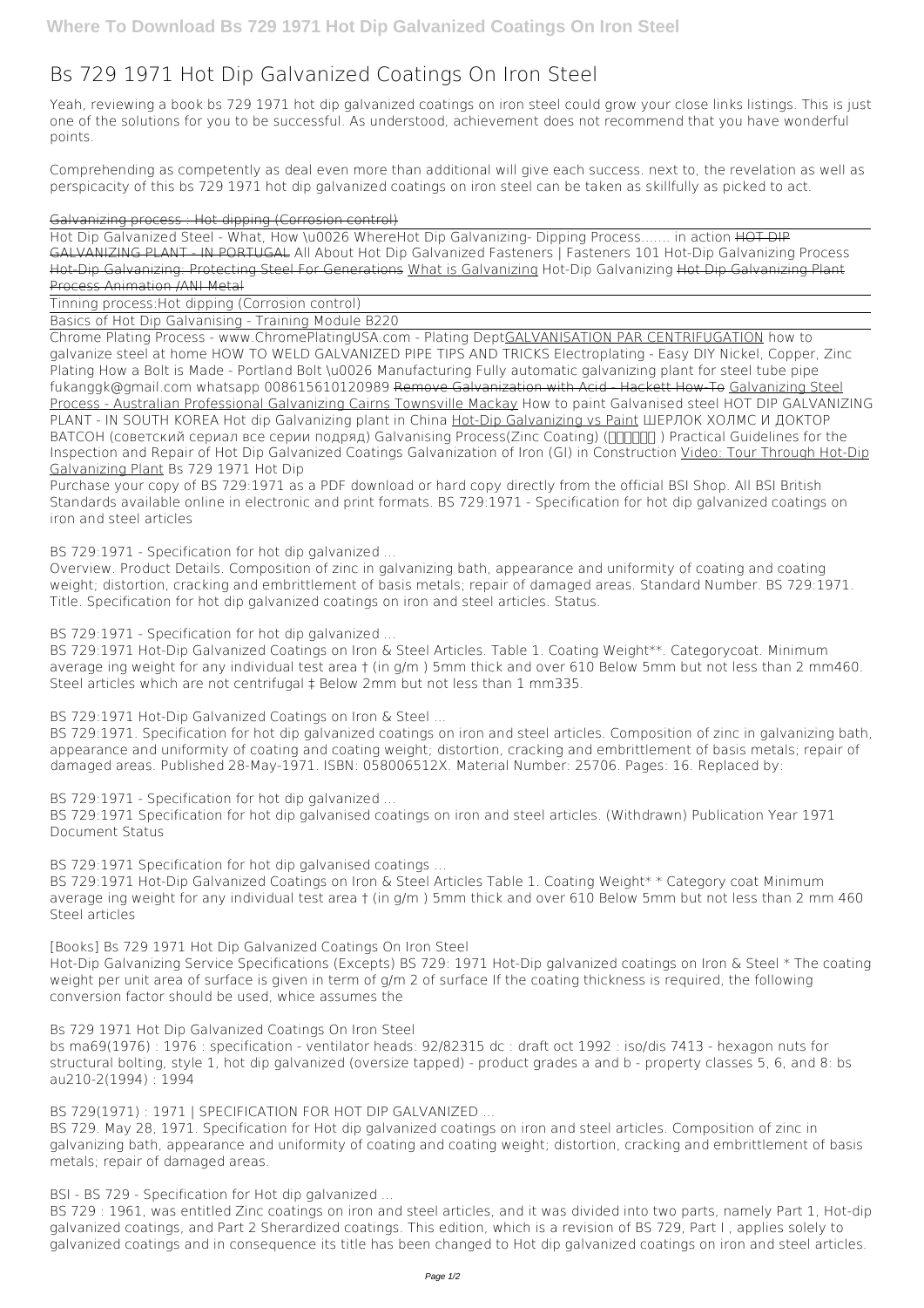# Bs 729 1971 Hot Dip Galvanized Coatings On Iron Steel

Yeah, reviewing a book bs 729 1971 hot dip galvanized coatings on iron steel could grow your close links listings. This is just one of the solutions for you to be successful. As understood, achievement does not recommend that you have wonderful points.

Comprehending as competently as deal even more than additional will give each success. next to, the revelation as well as perspicacity of this bs 729 1971 hot dip galvanized coatings on iron steel can be taken as skillfully as picked to act.

Galvanizing process : Hot dipping (Corrosion control)

Hot Dip Galvanized Steel - What, How \u0026 WhereHot Dip Galvanizing- Dipping Process....... in action HOT DIP GALVANIZING PLANT - IN PORTUGAL All About Hot Dip Galvanized Fasteners | Fasteners 101 Hot-Dip Galvanizing Process Hot-Dip Galvanizing: Protecting Steel For Generations What is Galvanizing Hot-Dip Galvanizing Hot Dip Galvanizing Plant Process Animation /ANI Metal

Tinning process:Hot dipping (Corrosion control)

Basics of Hot Dip Galvanising - Training Module B220

Chrome Plating Process - www.ChromePlatingUSA.com - Plating DeptGALVANISATION PAR CENTRIFUGATION how to galvanize steel at home HOW TO WELD GALVANIZED PIPE TIPS AND TRICKS Electroplating - Easy DIY Nickel, Copper, Zinc Plating How a Bolt is Made - Portland Bolt \u0026 Manufacturing Fully automatic galvanizing plant for steel tube pipe fukanggk@gmail.com whatsapp 008615610120989 Remove Galvanization with Acid - Hackett How-To Galvanizing Steel Process - Australian Professional Galvanizing Cairns Townsville Mackay How to paint Galvanised steel HOT DIP GALVANIZING PLANT - IN SOUTH KOREA Hot dip Galvanizing plant in China Hot-Dip Galvanizing vs Paint ШЕРЛОК ХОЛМС И ДОКТОР ВАТСОН (советский сериал все серии подряд) Galvanising Process(Zinc Coating) (தமிழில் ) Practical Guidelines for the Inspection and Repair of Hot Dip Galvanized Coatings Galvanization of Iron (GI) in Construction Video: Tour Through Hot-Dip Galvanizing Plant Bs 729 1971 Hot Dip

Purchase your copy of BS 729:1971 as a PDF download or hard copy directly from the official BSI Shop. All BSI British Standards available online in electronic and print formats. BS 729:1971 - Specification for hot dip galvanized coatings on iron and steel articles

BS 729:1971 - Specification for hot dip galvanized ...

Overview. Product Details. Composition of zinc in galvanizing bath, appearance and uniformity of coating and coating weight; distortion, cracking and embrittlement of basis metals; repair of damaged areas. Standard Number. BS 729:1971. Title. Specification for hot dip galvanized coatings on iron and steel articles. Status.

BS 729:1971 - Specification for hot dip galvanized ...

BS 729:1971 Hot-Dip Galvanized Coatings on Iron & Steel Articles. Table 1. Coating Weight**. Categorycoat. Minimum average ing weight for any individual test area † (in g/m ) 5mm thick and over 610 Below 5mm but not less than 2 mm460. Steel articles which are not centrifugal ‡ Below 2mm but not less than 1 mm335.

BS 729:1971 Hot-Dip Galvanized Coatings on Iron & Steel ...

BS 729:1971. Specification for hot dip galvanized coatings on iron and steel articles. Composition of zinc in galvanizing bath, appearance and uniformity of coating and coating weight; distortion, cracking and embrittlement of basis metals; repair of damaged areas. Published 28-May-1971. ISBN: 058006512X. Material Number: 25706. Pages: 16. Replaced by:

BS 729:1971 - Specification for hot dip galvanized ...

BS 729:1971 Specification for hot dip galvanised coatings on iron and steel articles. (Withdrawn) Publication Year 1971 Document Status

BS 729:1971 Specification for hot dip galvanised coatings ...

BS 729:1971 Hot-Dip Galvanized Coatings on Iron & Steel Articles Table 1. Coating Weight* * Category coat Minimum average ing weight for any individual test area † (in g/m ) 5mm thick and over 610 Below 5mm but not less than 2 mm 460 Steel articles

[Books] Bs 729 1971 Hot Dip Galvanized Coatings On Iron Steel

Hot-Dip Galvanizing Service Specifications (Excepts) BS 729: 1971 Hot-Dip galvanized coatings on Iron & Steel * The coating weight per unit area of surface is given in term of g/m 2 of surface If the coating thickness is required, the following conversion factor should be used, whice assumes the

Bs 729 1971 Hot Dip Galvanized Coatings On Iron Steel

bs ma69(1976) : 1976 : specification - ventilator heads: 92/82315 dc : draft oct 1992 : iso/dis 7413 - hexagon nuts for structural bolting, style 1, hot dip galvanized (oversize tapped) - product grades a and b - property classes 5, 6, and 8: bs au210-2(1994) : 1994

BS 729(1971) : 1971 | SPECIFICATION FOR HOT DIP GALVANIZED ...

BS 729. May 28, 1971. Specification for Hot dip galvanized coatings on iron and steel articles. Composition of zinc in galvanizing bath, appearance and uniformity of coating and coating weight; distortion, cracking and embrittlement of basis metals; repair of damaged areas.

BSI - BS 729 - Specification for Hot dip galvanized ...

BS 729 : 1961, was entitled Zinc coatings on iron and steel articles, and it was divided into two parts, namely Part 1, Hot-dip galvanized coatings, and Part 2 Sherardized coatings. This edition, which is a revision of BS 729, Part I , applies solely to galvanized coatings and in consequence its title has been changed to Hot dip galvanized coatings on iron and steel articles.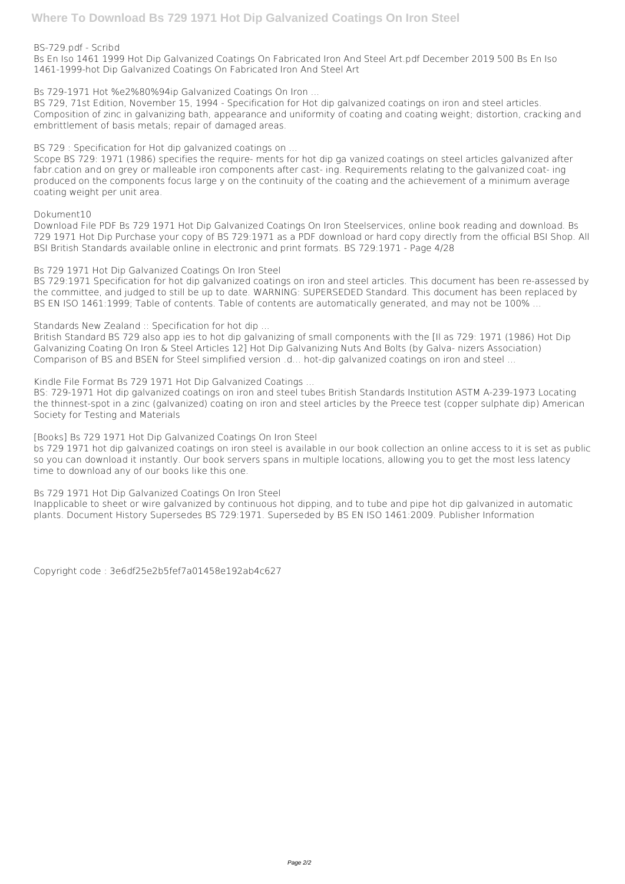**BS-729.pdf - Scribd**

Bs En Iso 1461 1999 Hot Dip Galvanized Coatings On Fabricated Iron And Steel Art.pdf December 2019 500 Bs En Iso 1461-1999-hot Dip Galvanized Coatings On Fabricated Iron And Steel Art

**Bs 729-1971 Hot %e2%80%94ip Galvanized Coatings On Iron ...**

BS 729, 71st Edition, November 15, 1994 - Specification for Hot dip galvanized coatings on iron and steel articles. Composition of zinc in galvanizing bath, appearance and uniformity of coating and coating weight; distortion, cracking and embrittlement of basis metals; repair of damaged areas.

**BS 729 : Specification for Hot dip galvanized coatings on ...**

Scope BS 729: 1971 (1986) specifies the require- ments for hot dip ga vanized coatings on steel articles galvanized after fabr.cation and on grey or malleable iron components after cast- ing. Requirements relating to the galvanized coat- ing produced on the components focus large y on the continuity of the coating and the achievement of a minimum average coating weight per unit area.

**Dokument10**

Download File PDF Bs 729 1971 Hot Dip Galvanized Coatings On Iron Steelservices, online book reading and download. Bs 729 1971 Hot Dip Purchase your copy of BS 729:1971 as a PDF download or hard copy directly from the official BSI Shop. All BSI British Standards available online in electronic and print formats. BS 729:1971 - Page 4/28

**Bs 729 1971 Hot Dip Galvanized Coatings On Iron Steel**

BS 729:1971 Specification for hot dip galvanized coatings on iron and steel articles. This document has been re-assessed by the committee, and judged to still be up to date. WARNING: SUPERSEDED Standard. This document has been replaced by BS EN ISO 1461:1999; Table of contents. Table of contents are automatically generated, and may not be 100% ...

**Standards New Zealand :: Specification for hot dip ...**

British Standard BS 729 also app ies to hot dip galvanizing of small components with the [Il as 729: 1971 (1986) Hot Dip Galvanizing Coating On Iron & Steel Articles 12] Hot Dip Galvanizing Nuts And Bolts (by Galva- nizers Association) Comparison of BS and BSEN for Steel simplified version .d... hot-dip galvanized coatings on iron and steel ...

**Kindle File Format Bs 729 1971 Hot Dip Galvanized Coatings ...**

BS: 729-1971 Hot dip galvanized coatings on iron and steel tubes British Standards Institution ASTM A-239-1973 Locating the thinnest-spot in a zinc (galvanized) coating on iron and steel articles by the Preece test (copper sulphate dip) American Society for Testing and Materials

**[Books] Bs 729 1971 Hot Dip Galvanized Coatings On Iron Steel**

bs 729 1971 hot dip galvanized coatings on iron steel is available in our book collection an online access to it is set as public so you can download it instantly. Our book servers spans in multiple locations, allowing you to get the most less latency time to download any of our books like this one.

**Bs 729 1971 Hot Dip Galvanized Coatings On Iron Steel**

Inapplicable to sheet or wire galvanized by continuous hot dipping, and to tube and pipe hot dip galvanized in automatic plants. Document History Supersedes BS 729:1971. Superseded by BS EN ISO 1461:2009. Publisher Information

Copyright code : 3e6df25e2b5fef7a01458e192ab4c627